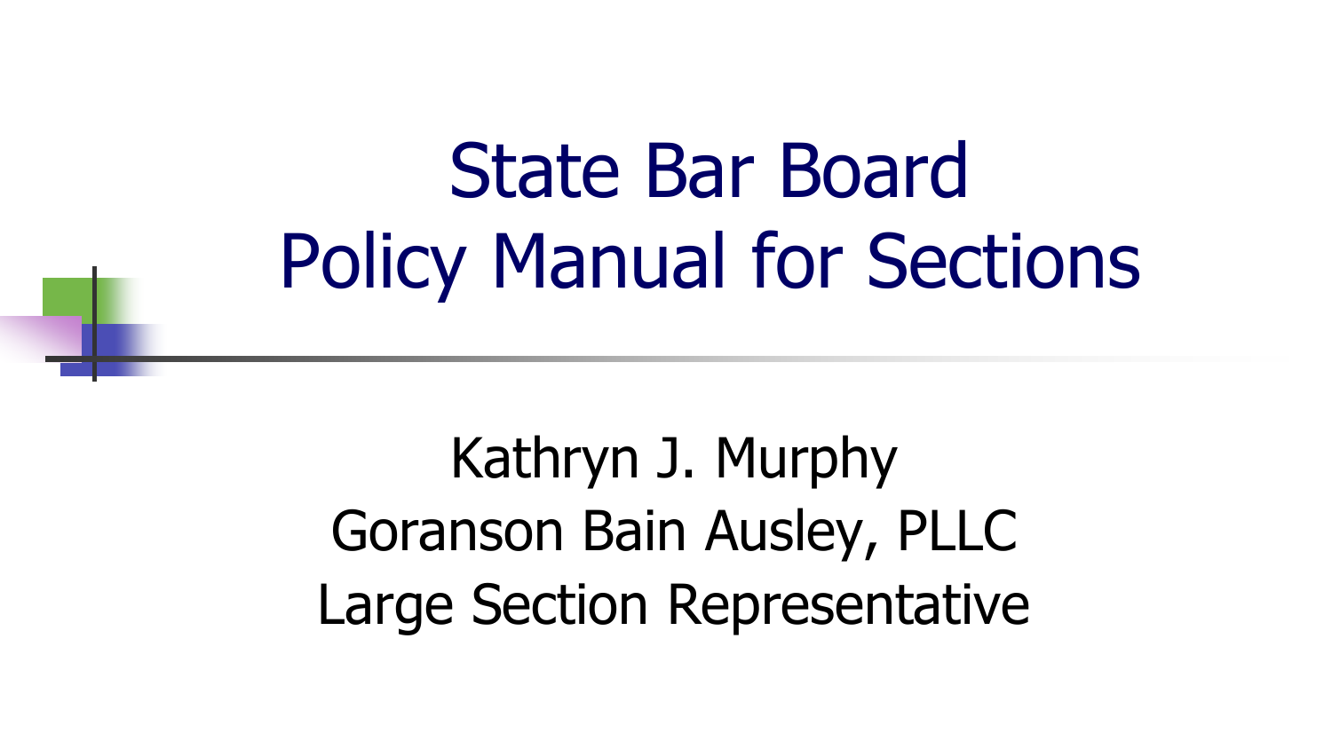# State Bar Board Policy Manual for Sections

Kathryn J. Murphy
Goranson Bain Ausley, PLLC
Large Section Representative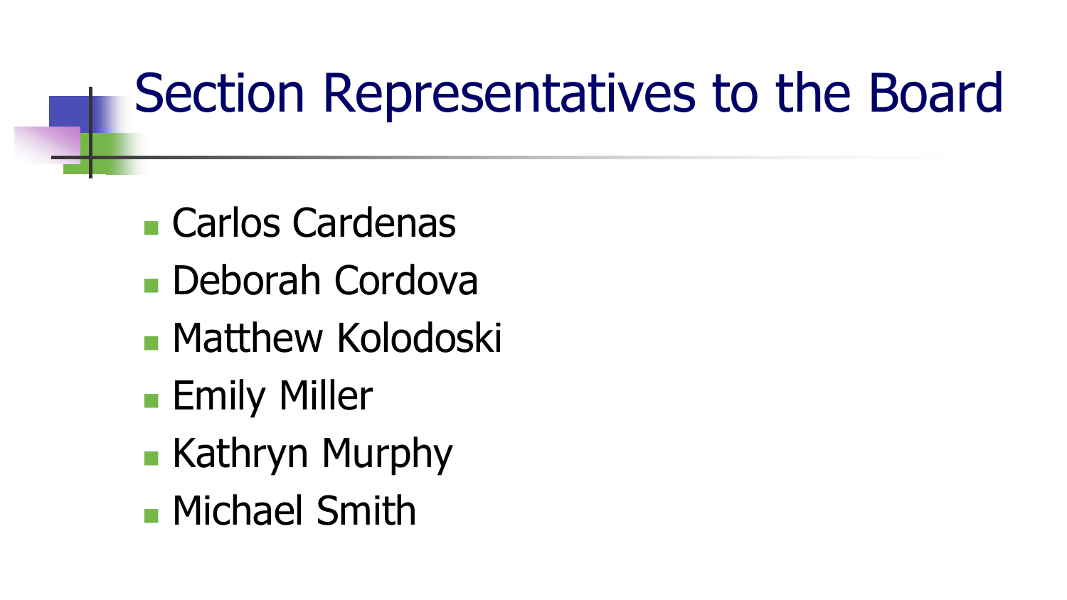# Section Representatives to the Board

- Carlos Cardenas
- Deborah Cordova
- Matthew Kolodoski
- Emily Miller
- Kathryn Murphy
- Michael Smith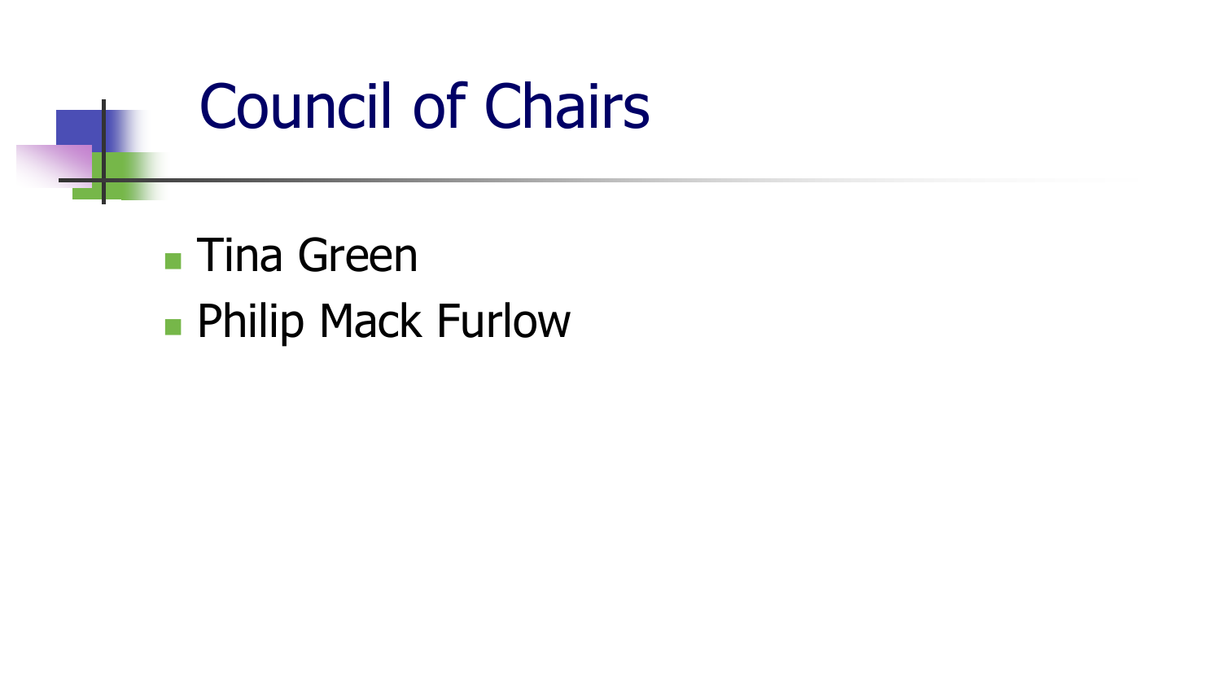# Council of Chairs

- Tina Green
- Philip Mack Furlow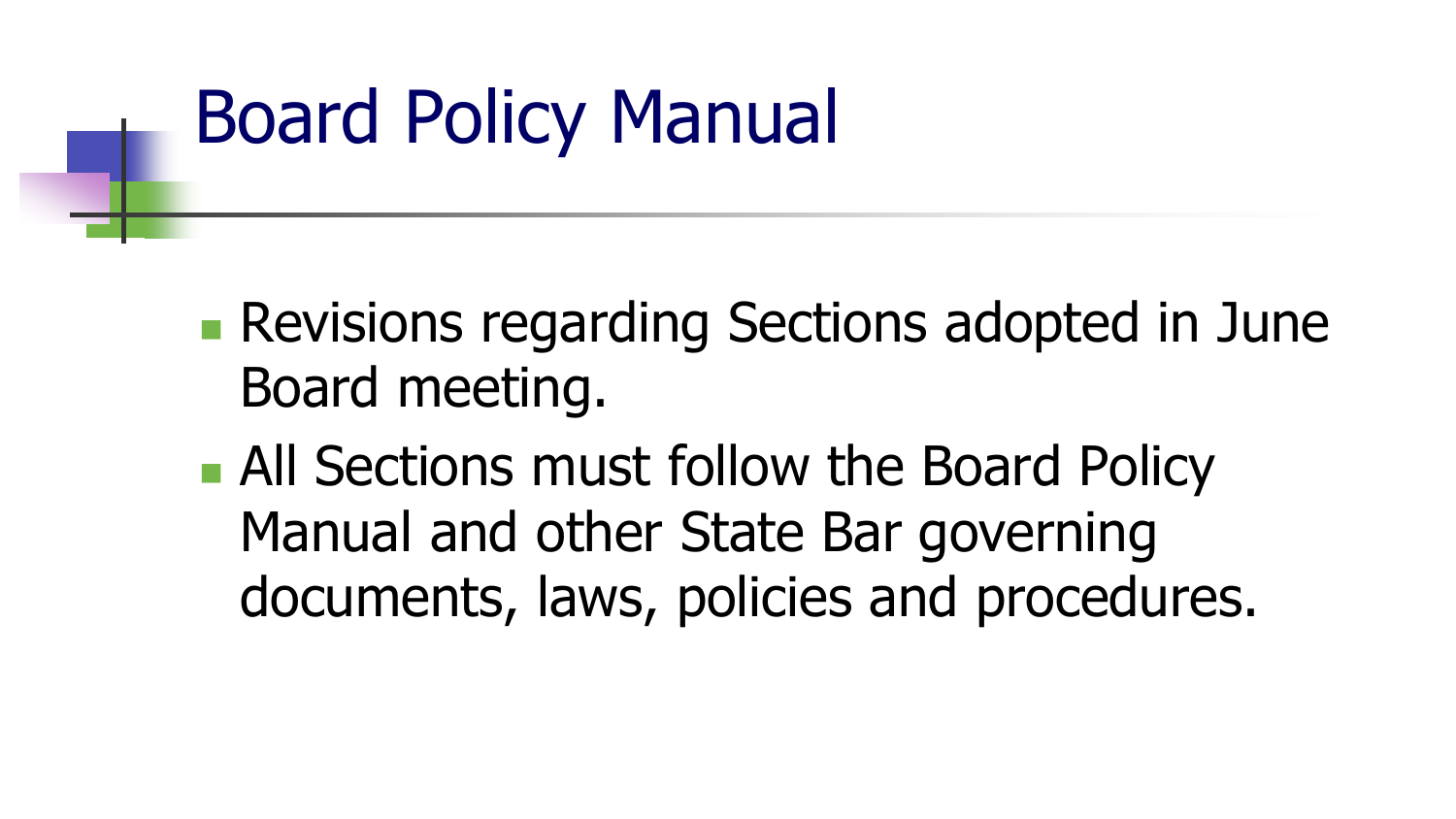# Board Policy Manual

- Revisions regarding Sections adopted in June Board meeting.
- All Sections must follow the Board Policy Manual and other State Bar governing documents, laws, policies and procedures.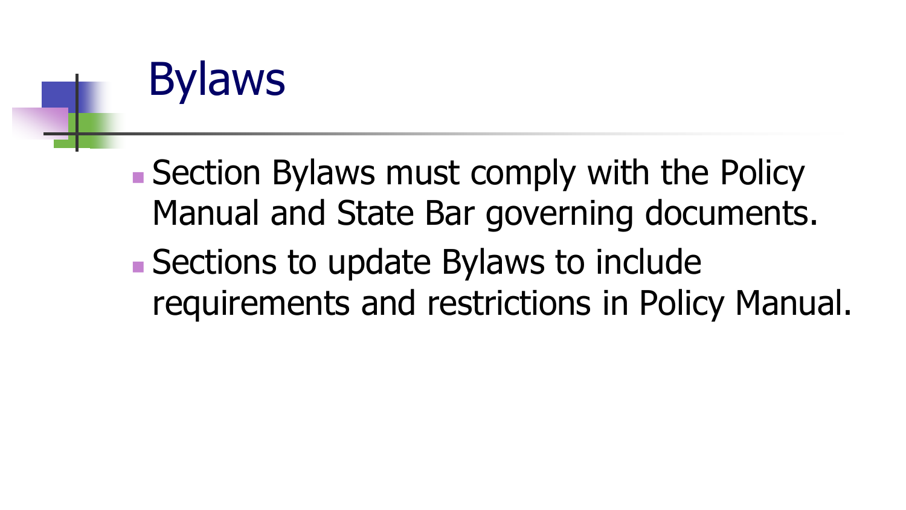# Bylaws

- Section Bylaws must comply with the Policy Manual and State Bar governing documents.
- Sections to update Bylaws to include requirements and restrictions in Policy Manual.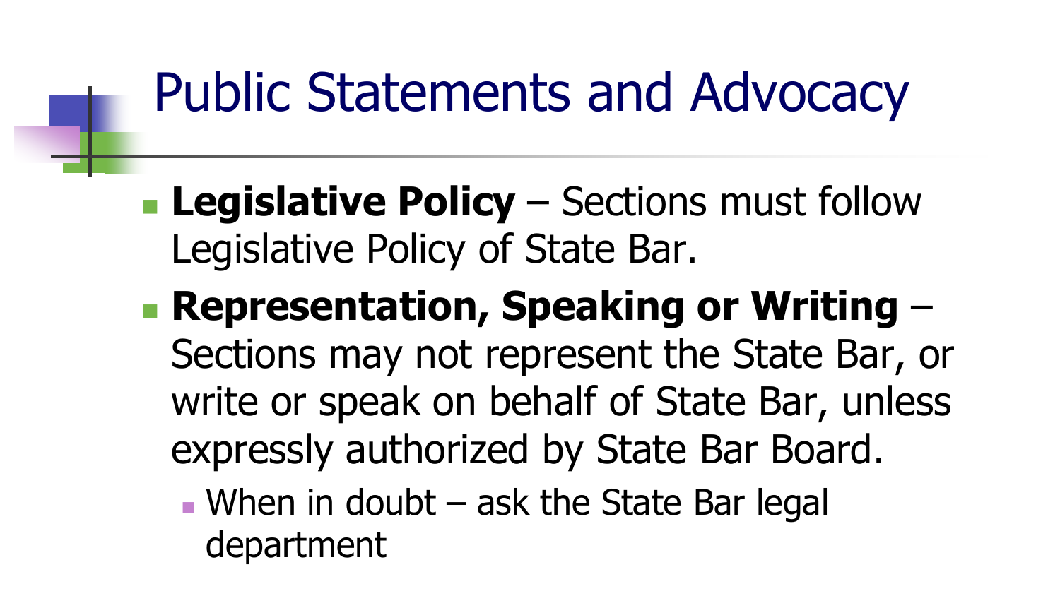# Public Statements and Advocacy

- **Legislative Policy** – Sections must follow Legislative Policy of State Bar.
- **Representation, Speaking or Writing** – Sections may not represent the State Bar, or write or speak on behalf of State Bar, unless expressly authorized by State Bar Board.
  - When in doubt – ask the State Bar legal department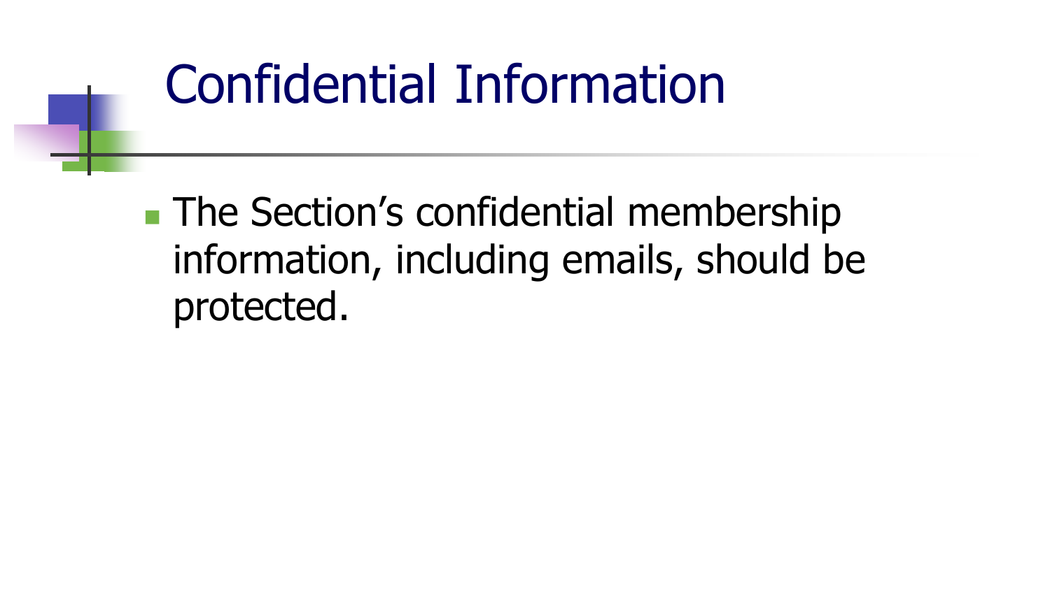# Confidential Information

- The Section’s confidential membership information, including emails, should be protected.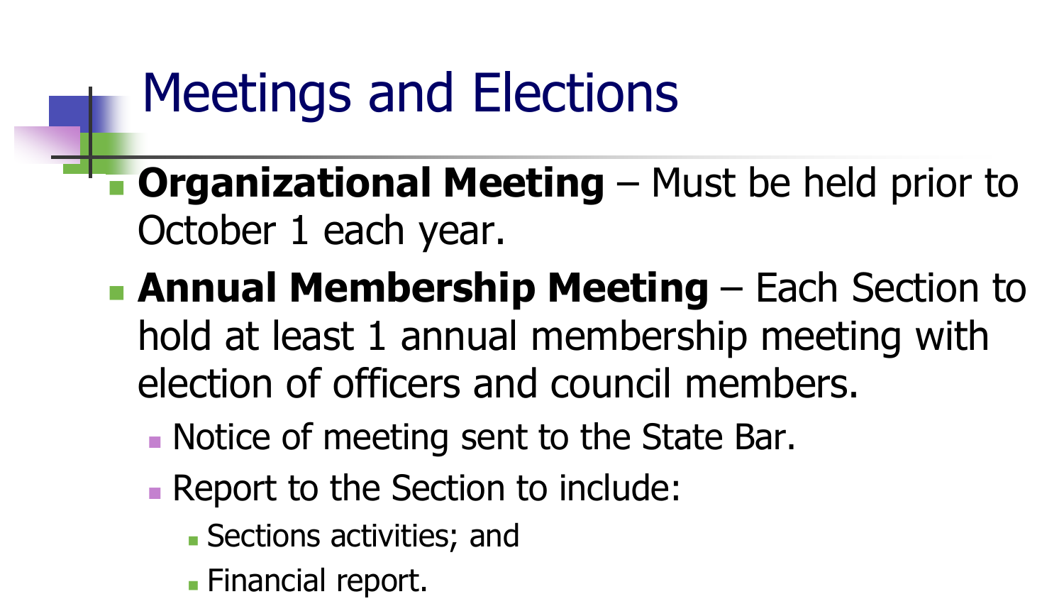# Meetings and Elections

- **Organizational Meeting** – Must be held prior to October 1 each year.
- **Annual Membership Meeting** – Each Section to hold at least 1 annual membership meeting with election of officers and council members.
  - Notice of meeting sent to the State Bar.
  - Report to the Section to include:
    - Sections activities; and
    - Financial report.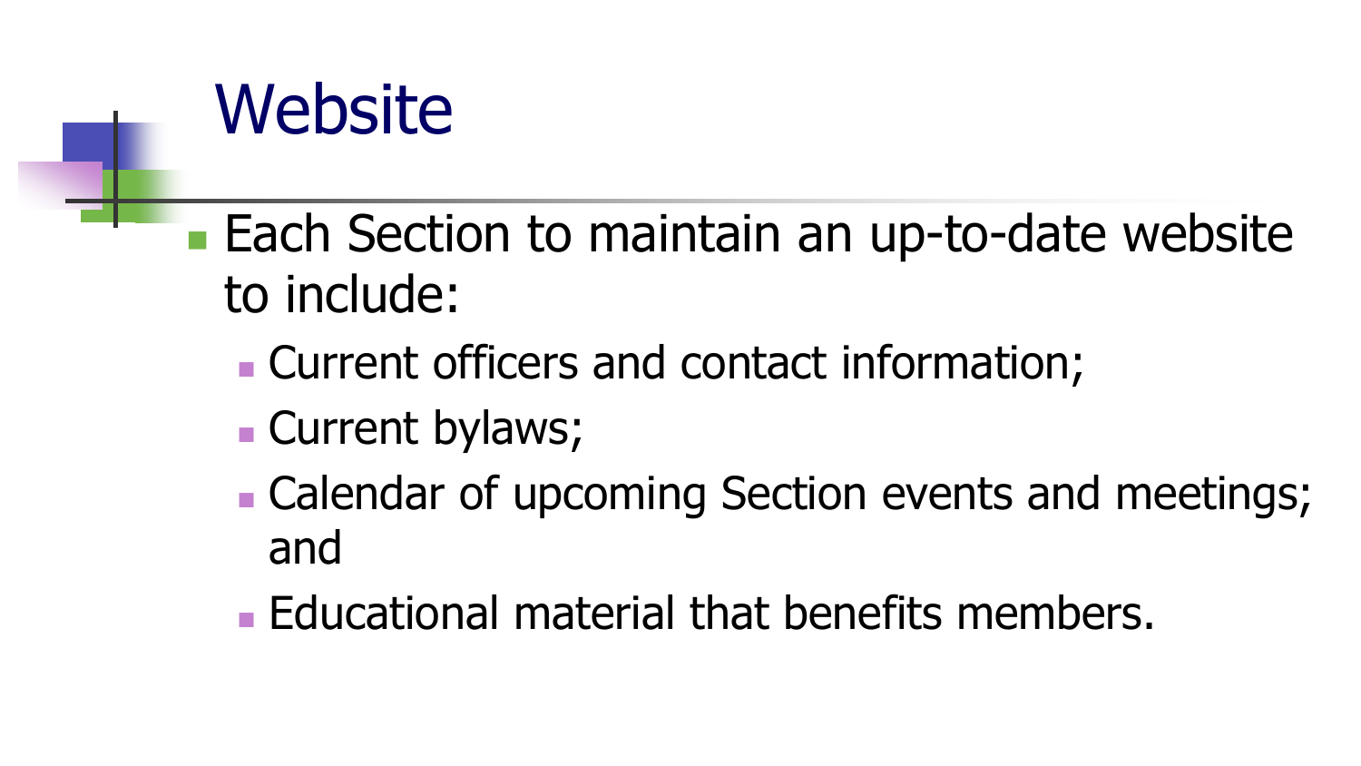# Website

- Each Section to maintain an up-to-date website to include:
  - Current officers and contact information;
  - Current bylaws;
  - Calendar of upcoming Section events and meetings; and
  - Educational material that benefits members.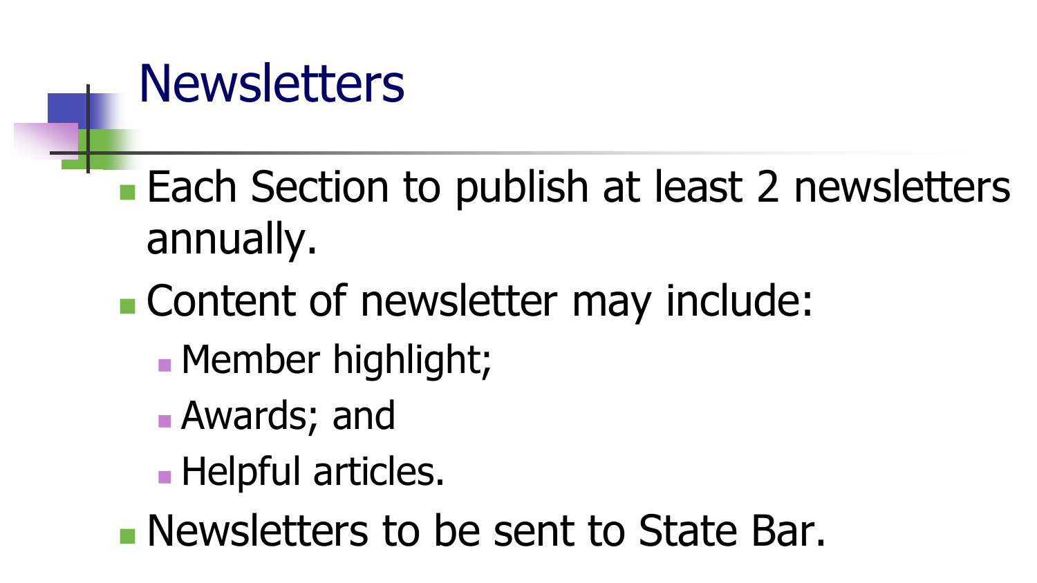# Newsletters

- Each Section to publish at least 2 newsletters annually.
- Content of newsletter may include:
  - Member highlight;
  - Awards; and
  - Helpful articles.
- Newsletters to be sent to State Bar.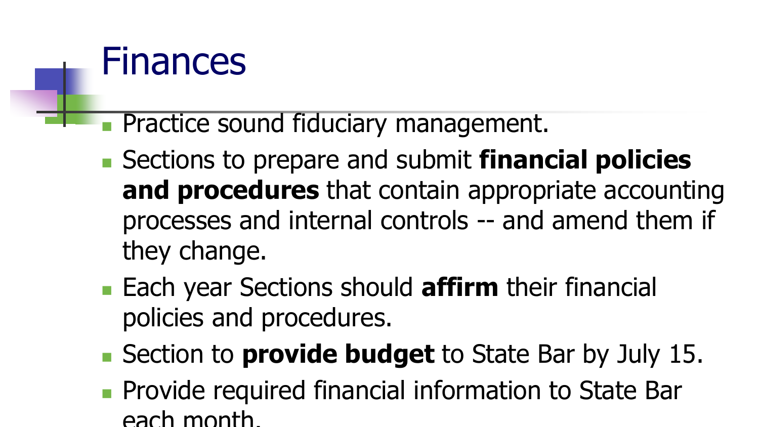# Finances

- Practice sound fiduciary management.
- Sections to prepare and submit **financial policies and procedures** that contain appropriate accounting processes and internal controls -- and amend them if they change.
- Each year Sections should **affirm** their financial policies and procedures.
- Section to **provide budget** to State Bar by July 15.
- Provide required financial information to State Bar each month.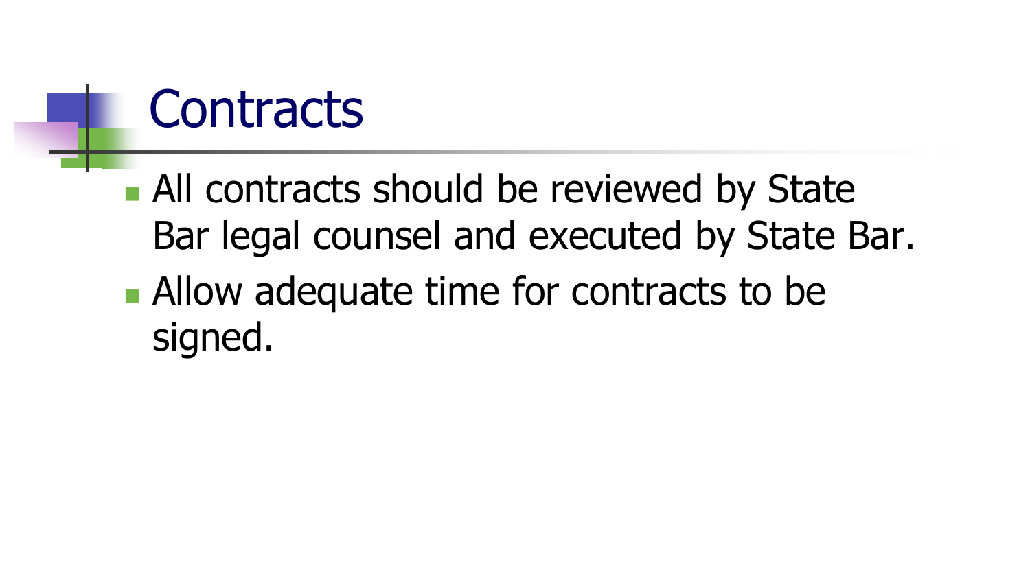# Contracts

- All contracts should be reviewed by State Bar legal counsel and executed by State Bar.
- Allow adequate time for contracts to be signed.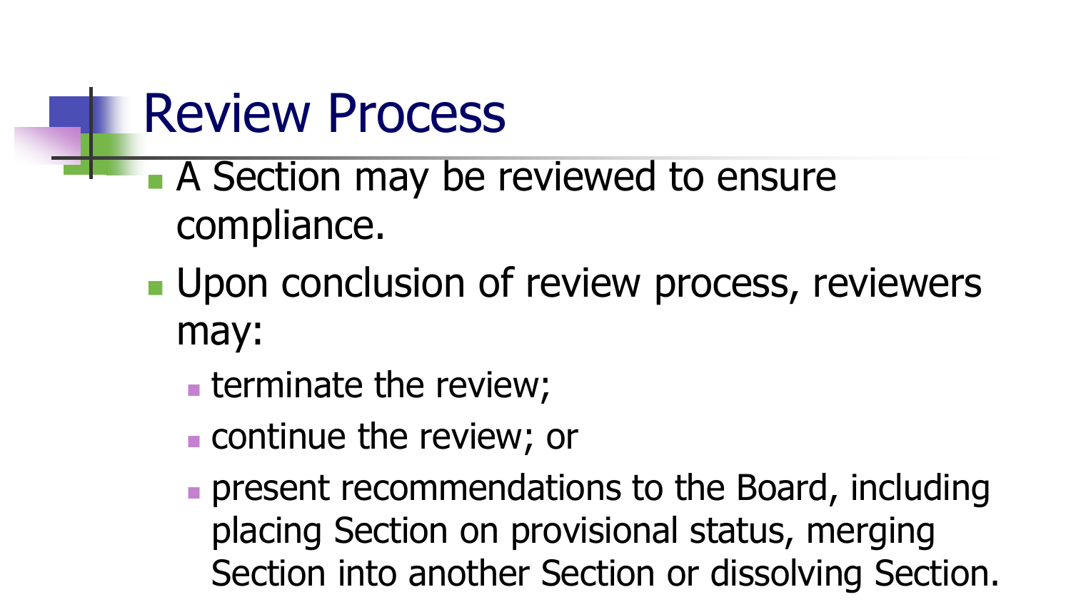# Review Process

- A Section may be reviewed to ensure compliance.
- Upon conclusion of review process, reviewers may:
  - terminate the review;
  - continue the review; or
  - present recommendations to the Board, including placing Section on provisional status, merging Section into another Section or dissolving Section.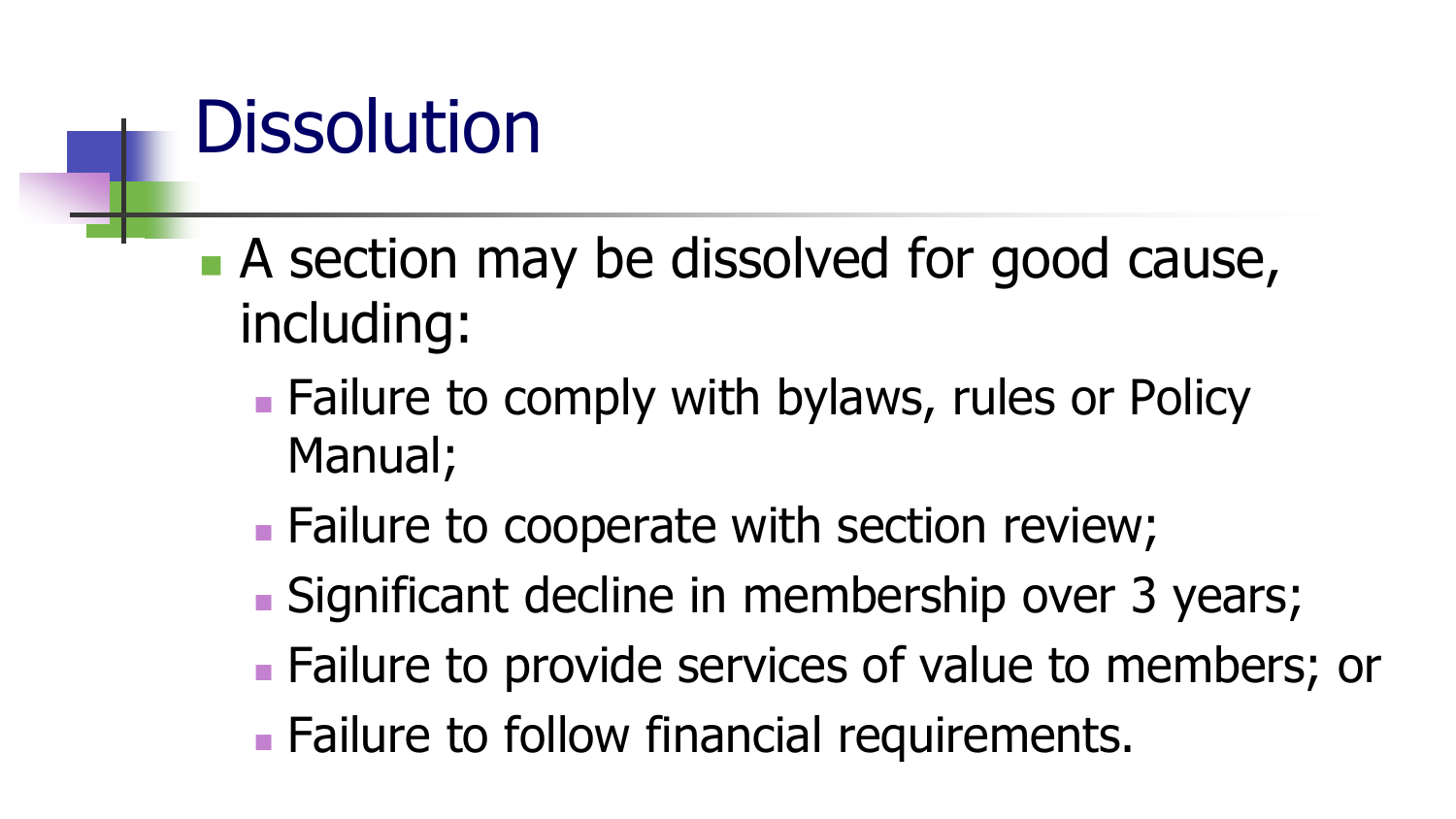# Dissolution

- A section may be dissolved for good cause, including:
  - Failure to comply with bylaws, rules or Policy Manual;
  - Failure to cooperate with section review;
  - Significant decline in membership over 3 years;
  - Failure to provide services of value to members; or
  - Failure to follow financial requirements.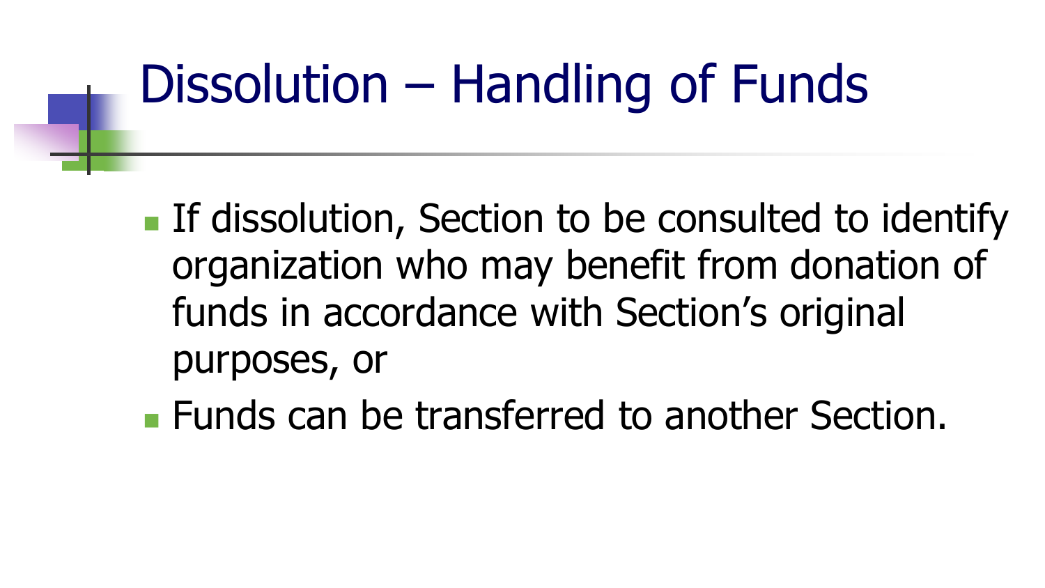# Dissolution – Handling of Funds

- If dissolution, Section to be consulted to identify organization who may benefit from donation of funds in accordance with Section's original purposes, or
- Funds can be transferred to another Section.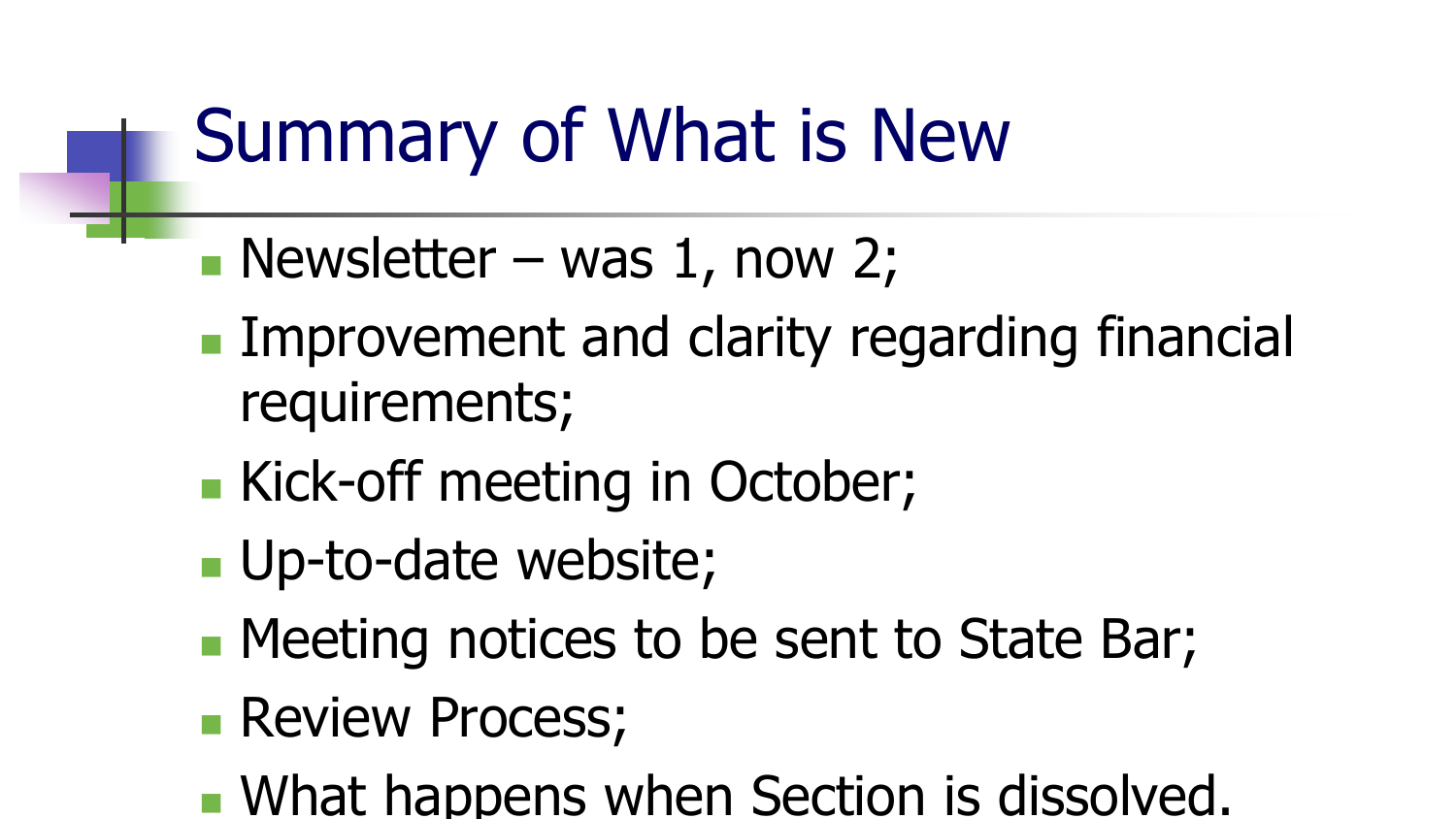# Summary of What is New

- Newsletter – was 1, now 2;
- Improvement and clarity regarding financial requirements;
- Kick-off meeting in October;
- Up-to-date website;
- Meeting notices to be sent to State Bar;
- Review Process;
- What happens when Section is dissolved.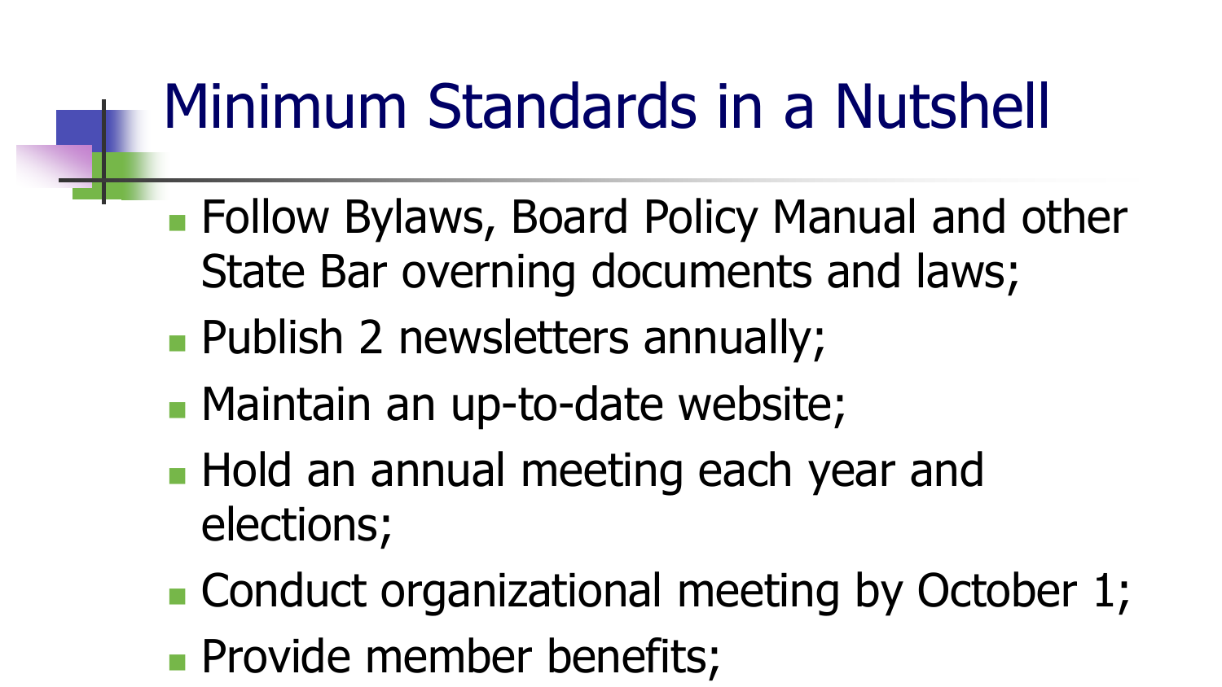# Minimum Standards in a Nutshell

- Follow Bylaws, Board Policy Manual and other State Bar overning documents and laws;
- Publish 2 newsletters annually;
- Maintain an up-to-date website;
- Hold an annual meeting each year and elections;
- Conduct organizational meeting by October 1;
- Provide member benefits;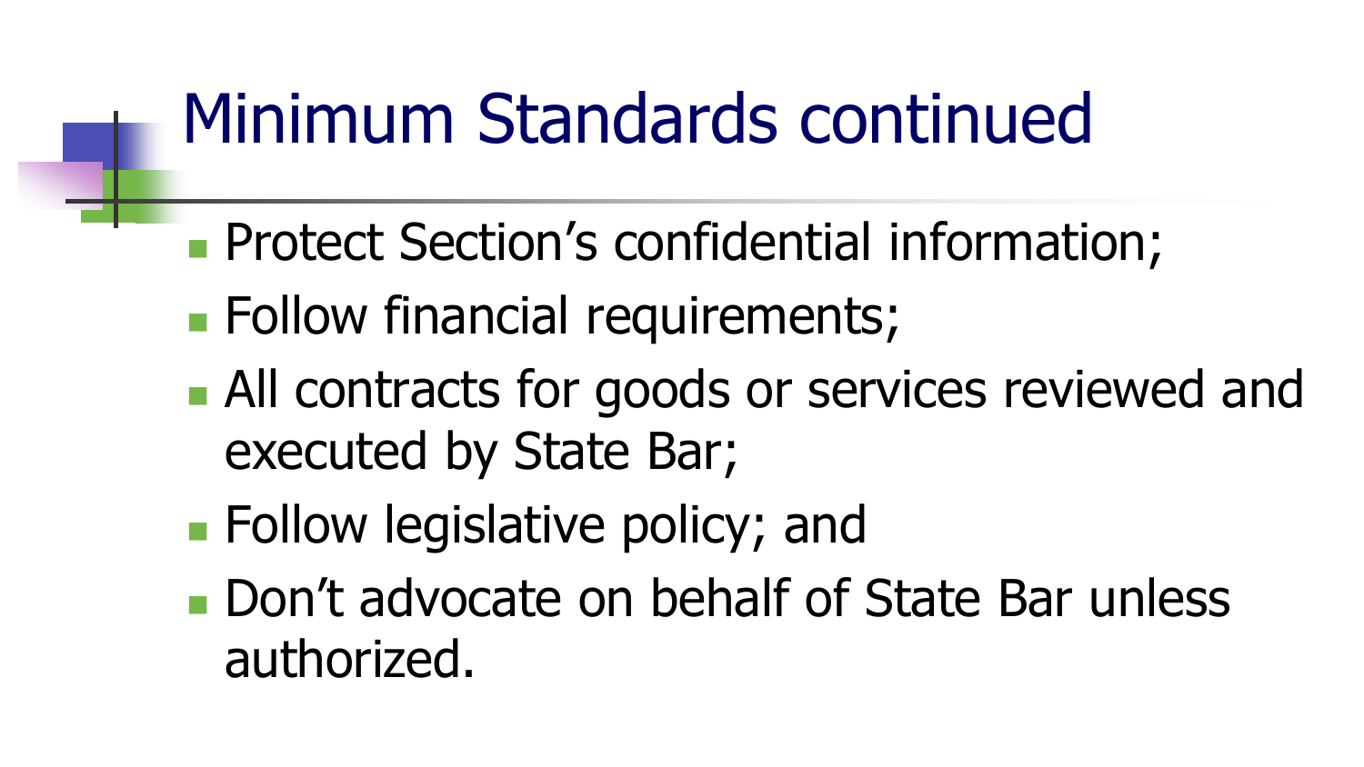# Minimum Standards continued

- Protect Section’s confidential information;
- Follow financial requirements;
- All contracts for goods or services reviewed and executed by State Bar;
- Follow legislative policy; and
- Don’t advocate on behalf of State Bar unless authorized.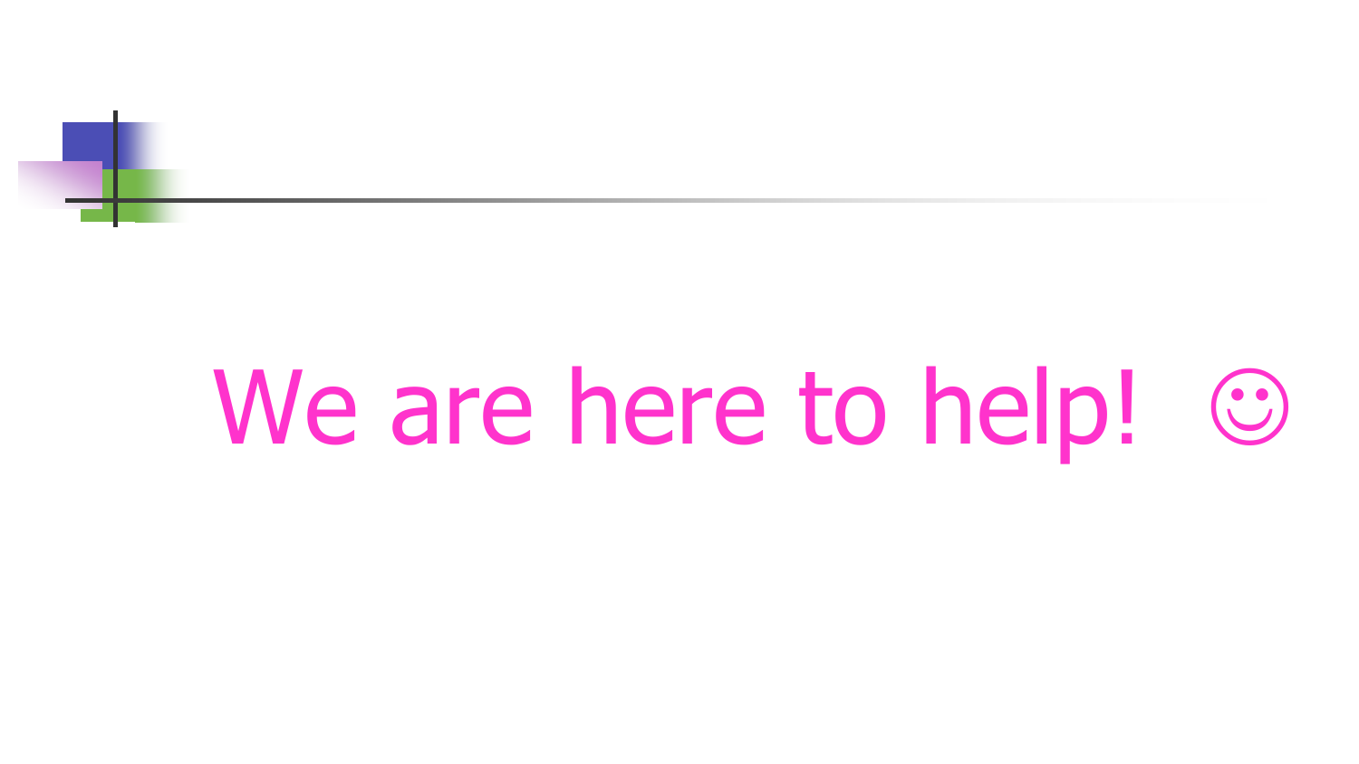We are here to help! ☺